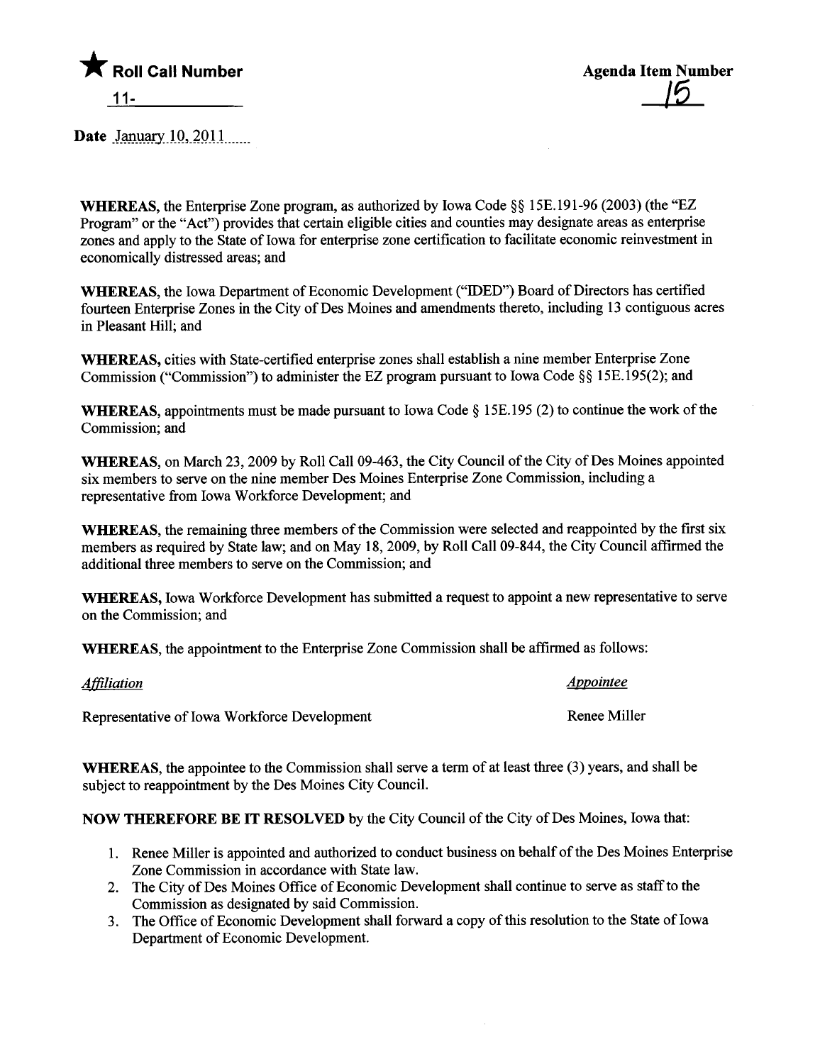★ **Roll Call Number**

11-

**Agenda Item Number**

15

**Date** January 10, 2011

**WHEREAS**, the Enterprise Zone program, as authorized by Iowa Code §§ 15E.191-96 (2003) (the "EZ Program" or the "Act") provides that certain eligible cities and counties may designate areas as enterprise zones and apply to the State of Iowa for enterprise zone certification to facilitate economic reinvestment in economically distressed areas; and

**WHEREAS**, the Iowa Department of Economic Development ("IDED") Board of Directors has certified fourteen Enterprise Zones in the City of Des Moines and amendments thereto, including 13 contiguous acres in Pleasant Hill; and

**WHEREAS**, cities with State-certified enterprise zones shall establish a nine member Enterprise Zone Commission ("Commission") to administer the EZ program pursuant to Iowa Code §§ 15E.195(2); and

**WHEREAS**, appointments must be made pursuant to Iowa Code § 15E.195 (2) to continue the work of the Commission; and

**WHEREAS**, on March 23, 2009 by Roll Call 09-463, the City Council of the City of Des Moines appointed six members to serve on the nine member Des Moines Enterprise Zone Commission, including a representative from Iowa Workforce Development; and

**WHEREAS**, the remaining three members of the Commission were selected and reappointed by the first six members as required by State law; and on May 18, 2009, by Roll Call 09-844, the City Council affirmed the additional three members to serve on the Commission; and

**WHEREAS**, Iowa Workforce Development has submitted a request to appoint a new representative to serve on the Commission; and

**WHEREAS**, the appointment to the Enterprise Zone Commission shall be affirmed as follows:

| *Affiliation* | *Appointee* |
|---|---|
| Representative of Iowa Workforce Development | Renee Miller |

**WHEREAS**, the appointee to the Commission shall serve a term of at least three (3) years, and shall be subject to reappointment by the Des Moines City Council.

**NOW THEREFORE BE IT RESOLVED** by the City Council of the City of Des Moines, Iowa that:

1. Renee Miller is appointed and authorized to conduct business on behalf of the Des Moines Enterprise Zone Commission in accordance with State law.
2. The City of Des Moines Office of Economic Development shall continue to serve as staff to the Commission as designated by said Commission.
3. The Office of Economic Development shall forward a copy of this resolution to the State of Iowa Department of Economic Development.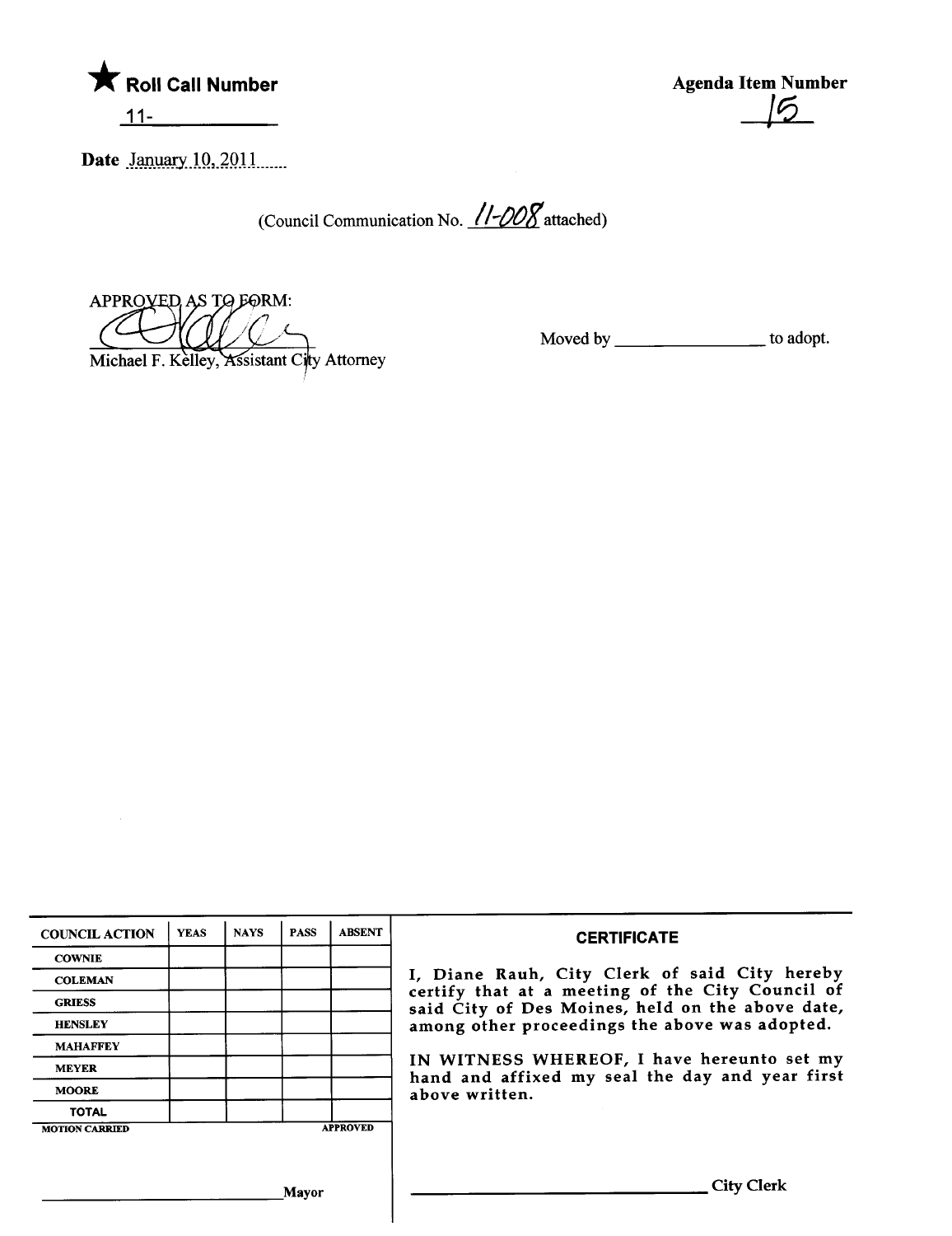★ **Roll Call Number**

11-

**Agenda Item Number**

15

**Date** January 10, 2011

(Council Communication No. 11-008 attached)

APPROVED AS TO FORM:

Michael F. Kelley, Assistant City Attorney

Moved by ________________ to adopt.

| COUNCIL ACTION | YEAS | NAYS | PASS | ABSENT |
|---|---|---|---|---|
| COWNIE | | | | |
| COLEMAN | | | | |
| GRIESS | | | | |
| HENSLEY | | | | |
| MAHAFFEY | | | | |
| MEYER | | | | |
| MOORE | | | | |
| TOTAL | | | | |
| MOTION CARRIED | | | | APPROVED |

________________________ Mayor

**CERTIFICATE**

I, Diane Rauh, City Clerk of said City hereby certify that at a meeting of the City Council of said City of Des Moines, held on the above date, among other proceedings the above was adopted.

IN WITNESS WHEREOF, I have hereunto set my hand and affixed my seal the day and year first above written.

________________________ City Clerk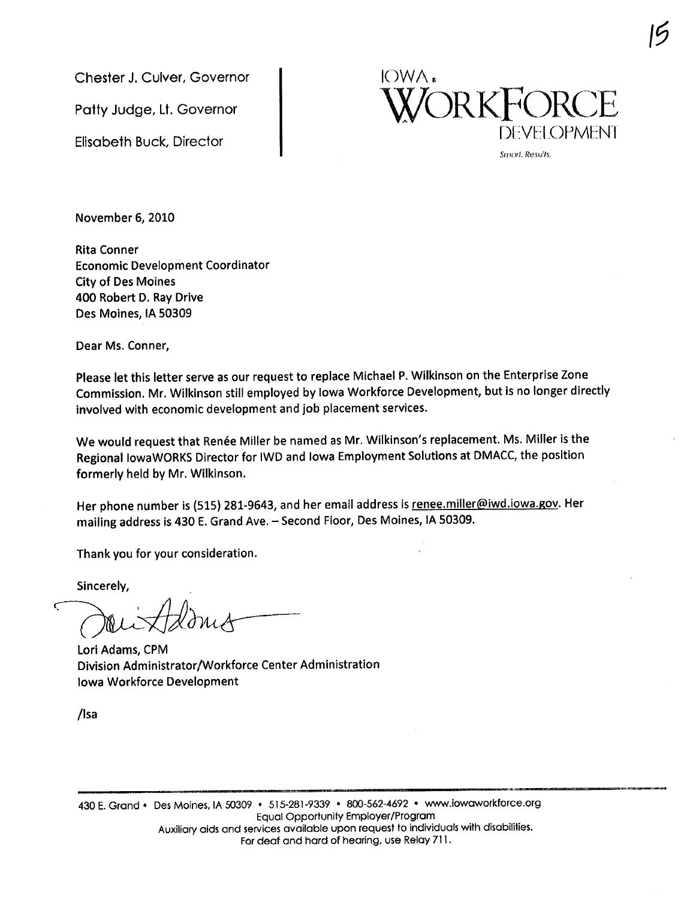Chester J. Culver, Governor

Patty Judge, Lt. Governor

Elisabeth Buck, Director

IOWA WORKFORCE DEVELOPMENT

*Smart. Results.*

November 6, 2010

Rita Conner
Economic Development Coordinator
City of Des Moines
400 Robert D. Ray Drive
Des Moines, IA 50309

Dear Ms. Conner,

Please let this letter serve as our request to replace Michael P. Wilkinson on the Enterprise Zone Commission. Mr. Wilkinson still employed by Iowa Workforce Development, but is no longer directly involved with economic development and job placement services.

We would request that Renée Miller be named as Mr. Wilkinson's replacement. Ms. Miller is the Regional IowaWORKS Director for IWD and Iowa Employment Solutions at DMACC, the position formerly held by Mr. Wilkinson.

Her phone number is (515) 281-9643, and her email address is renee.miller@iwd.iowa.gov. Her mailing address is 430 E. Grand Ave. – Second Floor, Des Moines, IA 50309.

Thank you for your consideration.

Sincerely,

Lori Adams, CPM
Division Administrator/Workforce Center Administration
Iowa Workforce Development

/lsa

430 E. Grand • Des Moines, IA 50309 • 515-281-9339 • 800-562-4692 • www.iowaworkforce.org
Equal Opportunity Employer/Program
Auxiliary aids and services available upon request to individuals with disabilities.
For deaf and hard of hearing, use Relay 711.